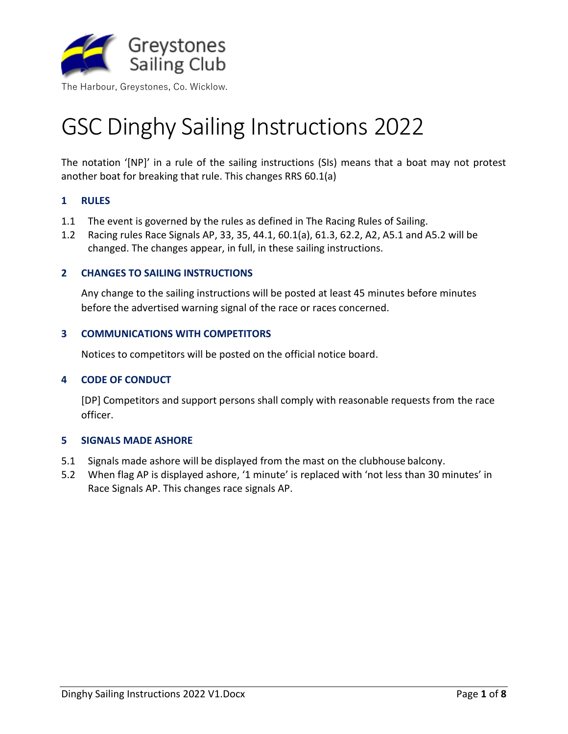Greystones Sailing Club

The Harbour, Greystones, Co. Wicklow.

# GSC Dinghy Sailing Instructions 2022

The notation '[NP]' in a rule of the sailing instructions (SIs) means that a boat may not protest another boat for breaking that rule. This changes RRS 60.1(a)

## 1 RULES

1.1 The event is governed by the rules as defined in The Racing Rules of Sailing.

1.2 Racing rules Race Signals AP, 33, 35, 44.1, 60.1(a), 61.3, 62.2, A2, A5.1 and A5.2 will be changed. The changes appear, in full, in these sailing instructions.

## 2 CHANGES TO SAILING INSTRUCTIONS

Any change to the sailing instructions will be posted at least 45 minutes before minutes before the advertised warning signal of the race or races concerned.

## 3 COMMUNICATIONS WITH COMPETITORS

Notices to competitors will be posted on the official notice board.

## 4 CODE OF CONDUCT

[DP] Competitors and support persons shall comply with reasonable requests from the race officer.

## 5 SIGNALS MADE ASHORE

5.1 Signals made ashore will be displayed from the mast on the clubhouse balcony.

5.2 When flag AP is displayed ashore, '1 minute' is replaced with 'not less than 30 minutes' in Race Signals AP. This changes race signals AP.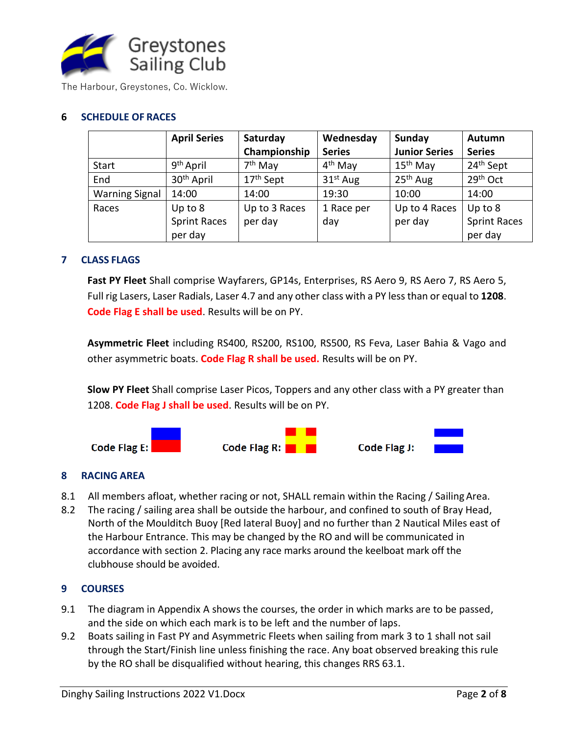Greystones Sailing Club

The Harbour, Greystones, Co. Wicklow.

## 6 SCHEDULE OF RACES

| | April Series | Saturday Championship | Wednesday Series | Sunday Junior Series | Autumn Series |
|---|---|---|---|---|---|
| Start | 9th April | 7th May | 4th May | 15th May | 24th Sept |
| End | 30th April | 17th Sept | 31st Aug | 25th Aug | 29th Oct |
| Warning Signal | 14:00 | 14:00 | 19:30 | 10:00 | 14:00 |
| Races | Up to 8 Sprint Races per day | Up to 3 Races per day | 1 Race per day | Up to 4 Races per day | Up to 8 Sprint Races per day |

## 7 CLASS FLAGS

**Fast PY Fleet** Shall comprise Wayfarers, GP14s, Enterprises, RS Aero 9, RS Aero 7, RS Aero 5, Full rig Lasers, Laser Radials, Laser 4.7 and any other class with a PY less than or equal to **1208**. **Code Flag E shall be used**. Results will be on PY.

**Asymmetric Fleet** including RS400, RS200, RS100, RS500, RS Feva, Laser Bahia & Vago and other asymmetric boats. **Code Flag R shall be used.** Results will be on PY.

**Slow PY Fleet** Shall comprise Laser Picos, Toppers and any other class with a PY greater than 1208. **Code Flag J shall be used**. Results will be on PY.

**Code Flag E:** &nbsp;&nbsp;&nbsp;&nbsp; **Code Flag R:** &nbsp;&nbsp;&nbsp;&nbsp; **Code Flag J:**

## 8 RACING AREA

8.1 All members afloat, whether racing or not, SHALL remain within the Racing / Sailing Area.

8.2 The racing / sailing area shall be outside the harbour, and confined to south of Bray Head, North of the Moulditch Buoy [Red lateral Buoy] and no further than 2 Nautical Miles east of the Harbour Entrance. This may be changed by the RO and will be communicated in accordance with section 2. Placing any race marks around the keelboat mark off the clubhouse should be avoided.

## 9 COURSES

9.1 The diagram in Appendix A shows the courses, the order in which marks are to be passed, and the side on which each mark is to be left and the number of laps.

9.2 Boats sailing in Fast PY and Asymmetric Fleets when sailing from mark 3 to 1 shall not sail through the Start/Finish line unless finishing the race. Any boat observed breaking this rule by the RO shall be disqualified without hearing, this changes RRS 63.1.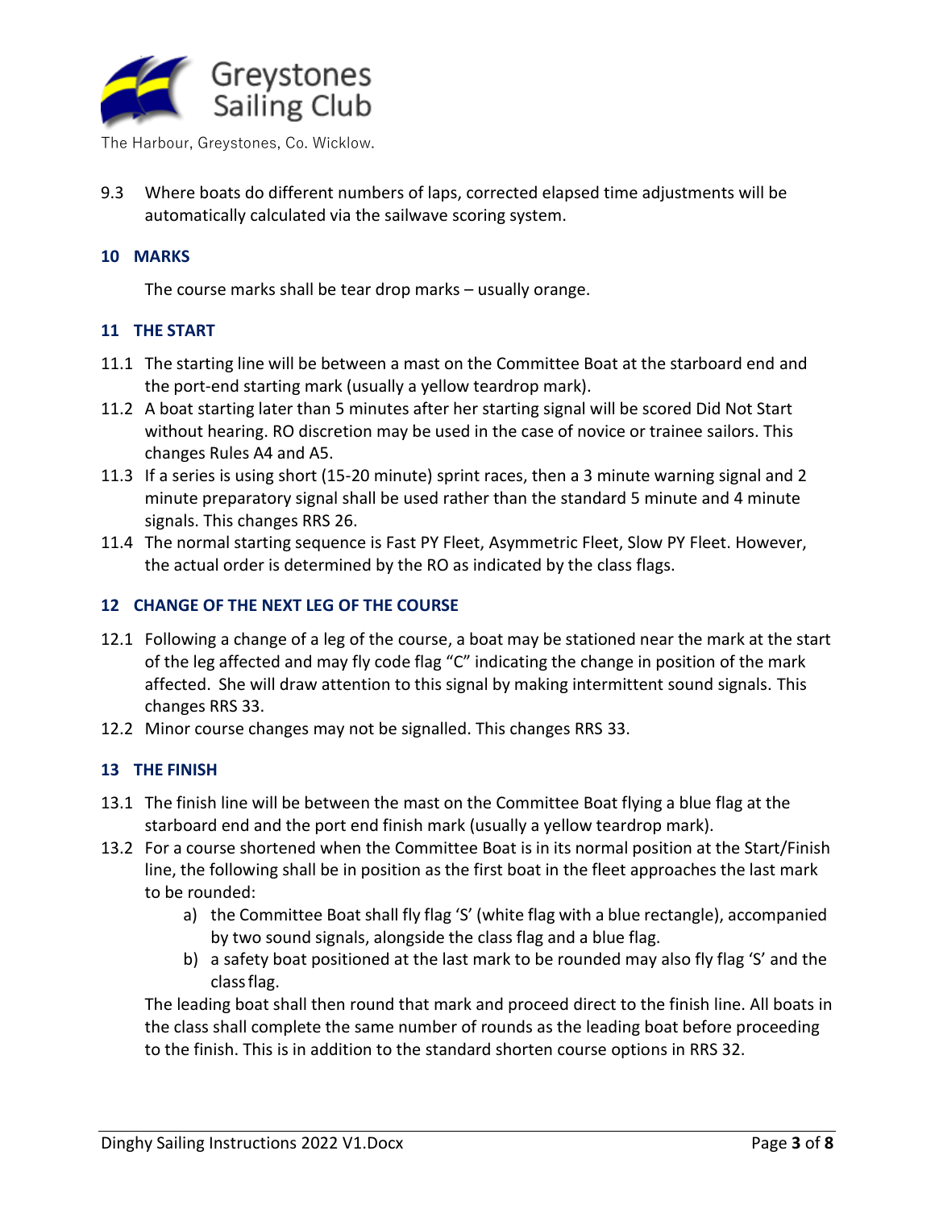9.3 Where boats do different numbers of laps, corrected elapsed time adjustments will be automatically calculated via the sailwave scoring system.

## 10 MARKS

The course marks shall be tear drop marks – usually orange.

## 11 THE START

11.1 The starting line will be between a mast on the Committee Boat at the starboard end and the port-end starting mark (usually a yellow teardrop mark).

11.2 A boat starting later than 5 minutes after her starting signal will be scored Did Not Start without hearing. RO discretion may be used in the case of novice or trainee sailors. This changes Rules A4 and A5.

11.3 If a series is using short (15-20 minute) sprint races, then a 3 minute warning signal and 2 minute preparatory signal shall be used rather than the standard 5 minute and 4 minute signals. This changes RRS 26.

11.4 The normal starting sequence is Fast PY Fleet, Asymmetric Fleet, Slow PY Fleet. However, the actual order is determined by the RO as indicated by the class flags.

## 12 CHANGE OF THE NEXT LEG OF THE COURSE

12.1 Following a change of a leg of the course, a boat may be stationed near the mark at the start of the leg affected and may fly code flag “C” indicating the change in position of the mark affected. She will draw attention to this signal by making intermittent sound signals. This changes RRS 33.

12.2 Minor course changes may not be signalled. This changes RRS 33.

## 13 THE FINISH

13.1 The finish line will be between the mast on the Committee Boat flying a blue flag at the starboard end and the port end finish mark (usually a yellow teardrop mark).

13.2 For a course shortened when the Committee Boat is in its normal position at the Start/Finish line, the following shall be in position as the first boat in the fleet approaches the last mark to be rounded:

a) the Committee Boat shall fly flag ‘S’ (white flag with a blue rectangle), accompanied by two sound signals, alongside the class flag and a blue flag.

b) a safety boat positioned at the last mark to be rounded may also fly flag ‘S’ and the class flag.

The leading boat shall then round that mark and proceed direct to the finish line. All boats in the class shall complete the same number of rounds as the leading boat before proceeding to the finish. This is in addition to the standard shorten course options in RRS 32.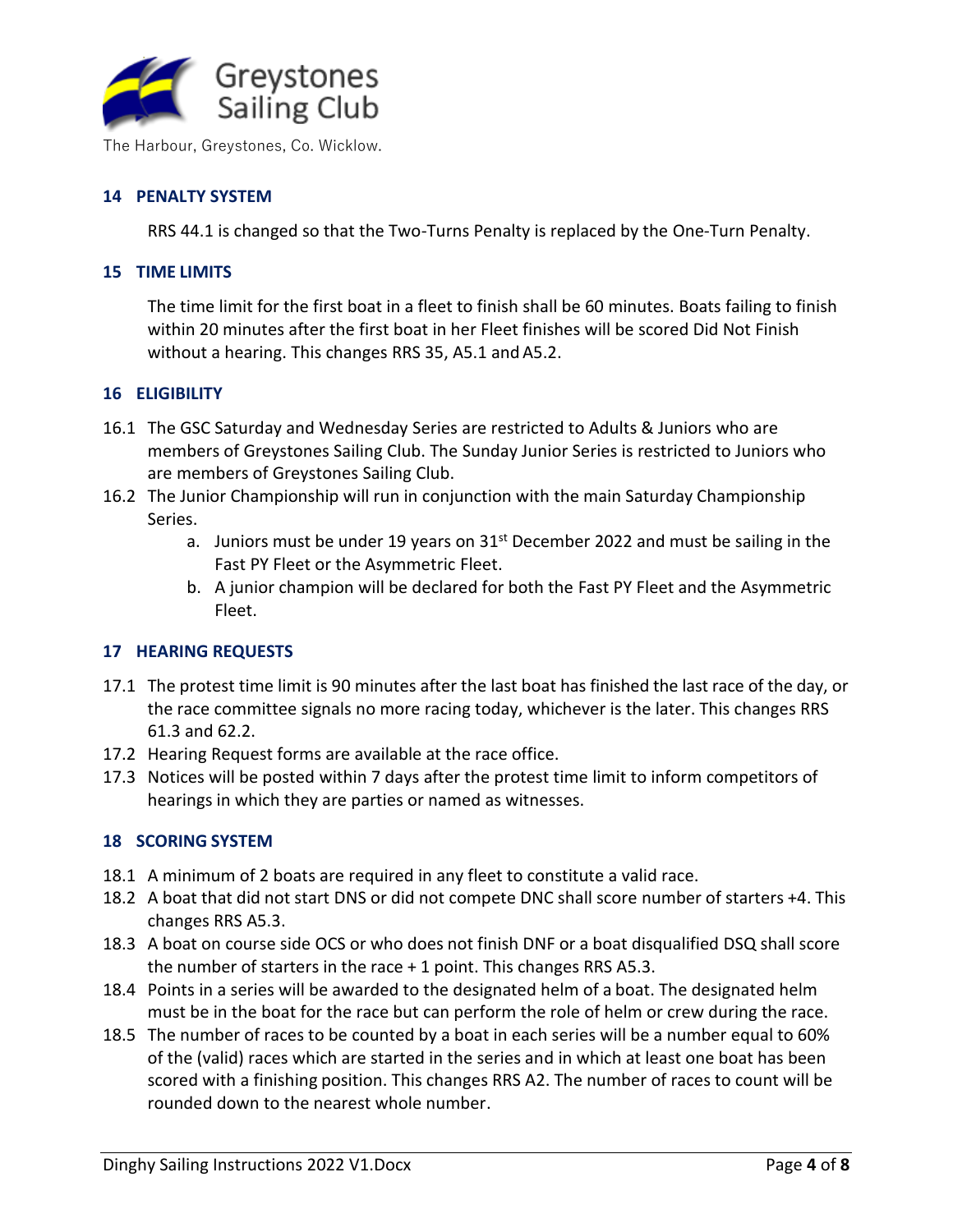## 14 PENALTY SYSTEM

RRS 44.1 is changed so that the Two-Turns Penalty is replaced by the One-Turn Penalty.

## 15 TIME LIMITS

The time limit for the first boat in a fleet to finish shall be 60 minutes. Boats failing to finish within 20 minutes after the first boat in her Fleet finishes will be scored Did Not Finish without a hearing. This changes RRS 35, A5.1 and A5.2.

## 16 ELIGIBILITY

16.1 The GSC Saturday and Wednesday Series are restricted to Adults & Juniors who are members of Greystones Sailing Club. The Sunday Junior Series is restricted to Juniors who are members of Greystones Sailing Club.

16.2 The Junior Championship will run in conjunction with the main Saturday Championship Series.

a. Juniors must be under 19 years on 31st December 2022 and must be sailing in the Fast PY Fleet or the Asymmetric Fleet.

b. A junior champion will be declared for both the Fast PY Fleet and the Asymmetric Fleet.

## 17 HEARING REQUESTS

17.1 The protest time limit is 90 minutes after the last boat has finished the last race of the day, or the race committee signals no more racing today, whichever is the later. This changes RRS 61.3 and 62.2.

17.2 Hearing Request forms are available at the race office.

17.3 Notices will be posted within 7 days after the protest time limit to inform competitors of hearings in which they are parties or named as witnesses.

## 18 SCORING SYSTEM

18.1 A minimum of 2 boats are required in any fleet to constitute a valid race.

18.2 A boat that did not start DNS or did not compete DNC shall score number of starters +4. This changes RRS A5.3.

18.3 A boat on course side OCS or who does not finish DNF or a boat disqualified DSQ shall score the number of starters in the race + 1 point. This changes RRS A5.3.

18.4 Points in a series will be awarded to the designated helm of a boat. The designated helm must be in the boat for the race but can perform the role of helm or crew during the race.

18.5 The number of races to be counted by a boat in each series will be a number equal to 60% of the (valid) races which are started in the series and in which at least one boat has been scored with a finishing position. This changes RRS A2. The number of races to count will be rounded down to the nearest whole number.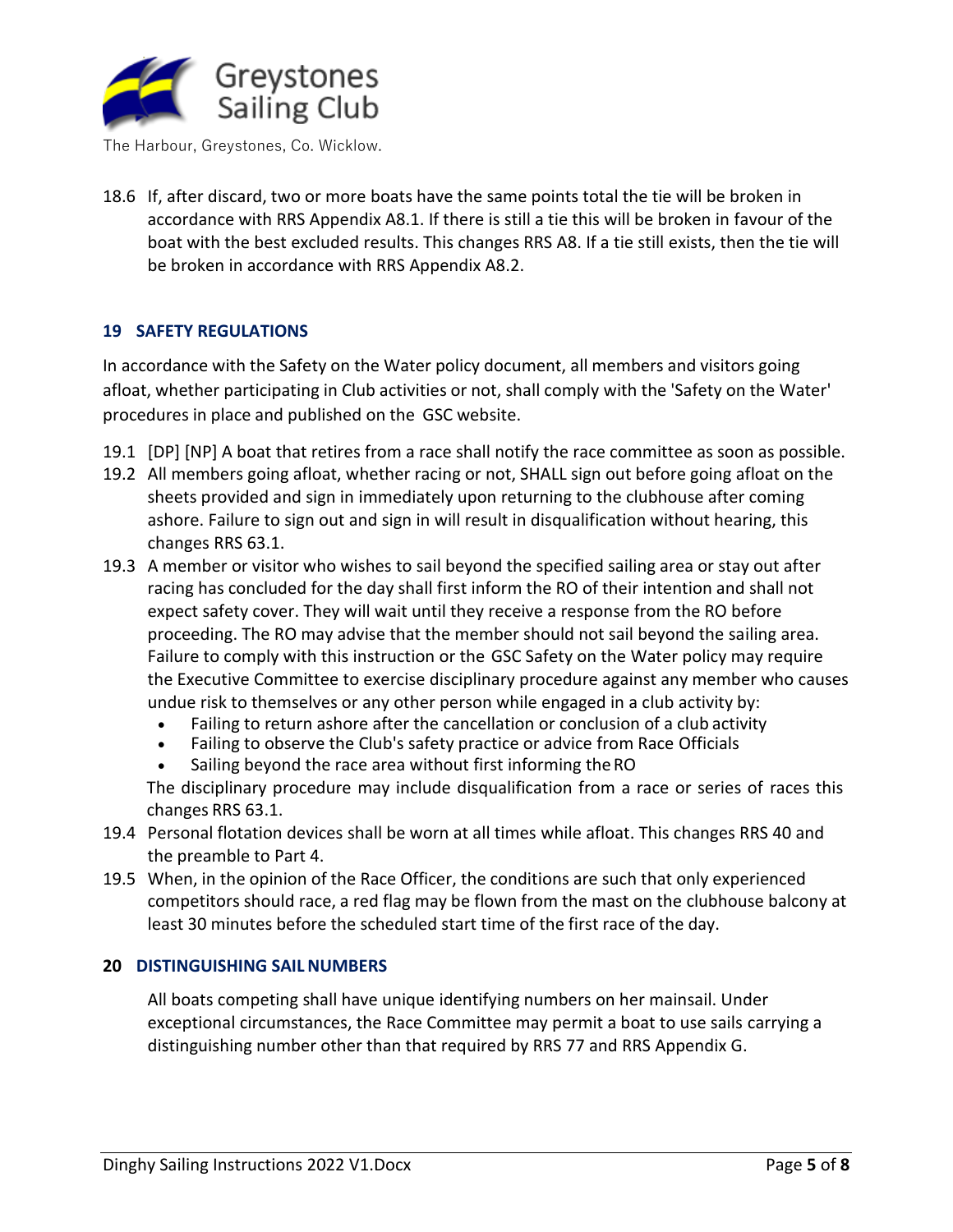18.6 If, after discard, two or more boats have the same points total the tie will be broken in accordance with RRS Appendix A8.1. If there is still a tie this will be broken in favour of the boat with the best excluded results. This changes RRS A8. If a tie still exists, then the tie will be broken in accordance with RRS Appendix A8.2.

## 19 SAFETY REGULATIONS

In accordance with the Safety on the Water policy document, all members and visitors going afloat, whether participating in Club activities or not, shall comply with the 'Safety on the Water' procedures in place and published on the GSC website.

19.1 [DP] [NP] A boat that retires from a race shall notify the race committee as soon as possible.

19.2 All members going afloat, whether racing or not, SHALL sign out before going afloat on the sheets provided and sign in immediately upon returning to the clubhouse after coming ashore. Failure to sign out and sign in will result in disqualification without hearing, this changes RRS 63.1.

19.3 A member or visitor who wishes to sail beyond the specified sailing area or stay out after racing has concluded for the day shall first inform the RO of their intention and shall not expect safety cover. They will wait until they receive a response from the RO before proceeding. The RO may advise that the member should not sail beyond the sailing area. Failure to comply with this instruction or the GSC Safety on the Water policy may require the Executive Committee to exercise disciplinary procedure against any member who causes undue risk to themselves or any other person while engaged in a club activity by:

- Failing to return ashore after the cancellation or conclusion of a club activity
- Failing to observe the Club's safety practice or advice from Race Officials
- Sailing beyond the race area without first informing the RO

The disciplinary procedure may include disqualification from a race or series of races this changes RRS 63.1.

19.4 Personal flotation devices shall be worn at all times while afloat. This changes RRS 40 and the preamble to Part 4.

19.5 When, in the opinion of the Race Officer, the conditions are such that only experienced competitors should race, a red flag may be flown from the mast on the clubhouse balcony at least 30 minutes before the scheduled start time of the first race of the day.

## 20 DISTINGUISHING SAIL NUMBERS

All boats competing shall have unique identifying numbers on her mainsail. Under exceptional circumstances, the Race Committee may permit a boat to use sails carrying a distinguishing number other than that required by RRS 77 and RRS Appendix G.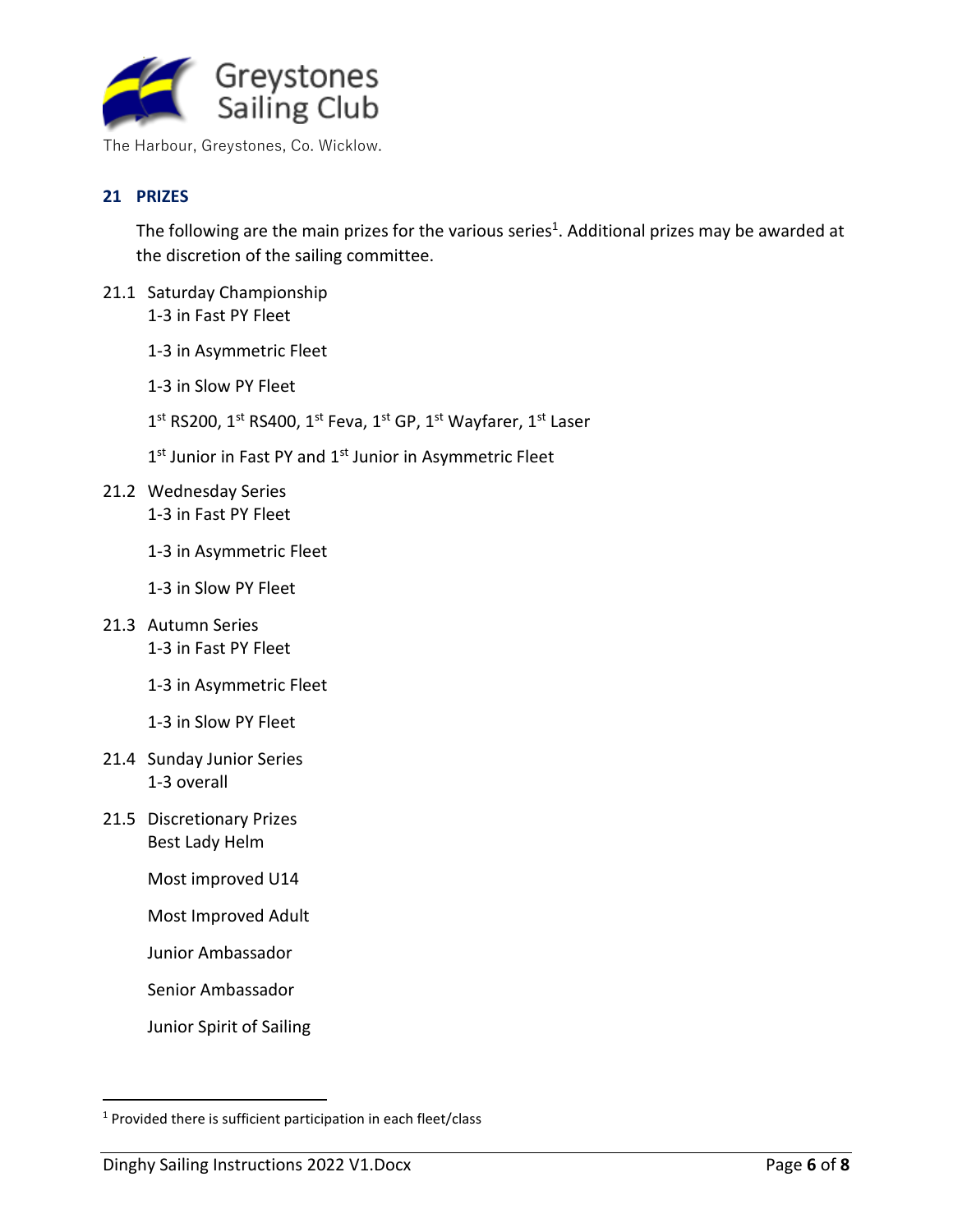Greystones Sailing Club

The Harbour, Greystones, Co. Wicklow.

## 21 PRIZES

The following are the main prizes for the various series[1]. Additional prizes may be awarded at the discretion of the sailing committee.

21.1 Saturday Championship

1-3 in Fast PY Fleet

1-3 in Asymmetric Fleet

1-3 in Slow PY Fleet

1st RS200, 1st RS400, 1st Feva, 1st GP, 1st Wayfarer, 1st Laser

1st Junior in Fast PY and 1st Junior in Asymmetric Fleet

21.2 Wednesday Series

1-3 in Fast PY Fleet

1-3 in Asymmetric Fleet

1-3 in Slow PY Fleet

21.3 Autumn Series

1-3 in Fast PY Fleet

1-3 in Asymmetric Fleet

1-3 in Slow PY Fleet

21.4 Sunday Junior Series

1-3 overall

21.5 Discretionary Prizes

Best Lady Helm

Most improved U14

Most Improved Adult

Junior Ambassador

Senior Ambassador

Junior Spirit of Sailing

---

[1] Provided there is sufficient participation in each fleet/class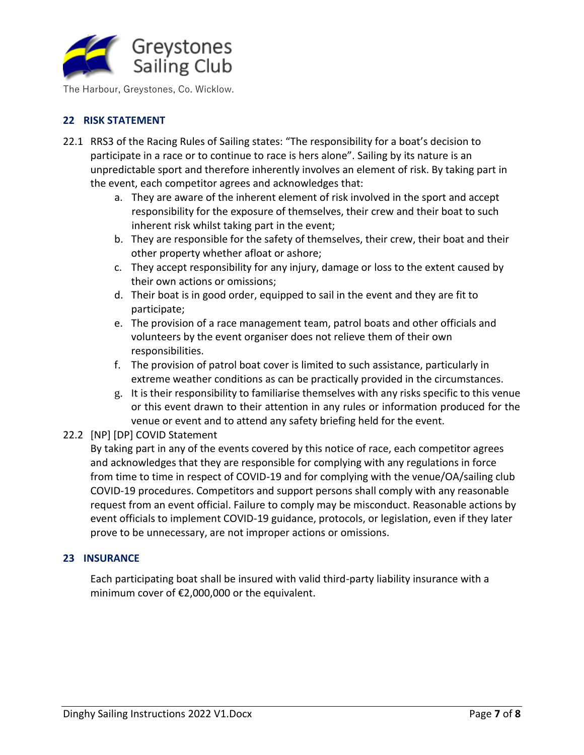## 22 RISK STATEMENT

22.1 RRS3 of the Racing Rules of Sailing states: "The responsibility for a boat's decision to participate in a race or to continue to race is hers alone". Sailing by its nature is an unpredictable sport and therefore inherently involves an element of risk. By taking part in the event, each competitor agrees and acknowledges that:

a. They are aware of the inherent element of risk involved in the sport and accept responsibility for the exposure of themselves, their crew and their boat to such inherent risk whilst taking part in the event;
b. They are responsible for the safety of themselves, their crew, their boat and their other property whether afloat or ashore;
c. They accept responsibility for any injury, damage or loss to the extent caused by their own actions or omissions;
d. Their boat is in good order, equipped to sail in the event and they are fit to participate;
e. The provision of a race management team, patrol boats and other officials and volunteers by the event organiser does not relieve them of their own responsibilities.
f. The provision of patrol boat cover is limited to such assistance, particularly in extreme weather conditions as can be practically provided in the circumstances.
g. It is their responsibility to familiarise themselves with any risks specific to this venue or this event drawn to their attention in any rules or information produced for the venue or event and to attend any safety briefing held for the event.

22.2 [NP] [DP] COVID Statement

By taking part in any of the events covered by this notice of race, each competitor agrees and acknowledges that they are responsible for complying with any regulations in force from time to time in respect of COVID-19 and for complying with the venue/OA/sailing club COVID-19 procedures. Competitors and support persons shall comply with any reasonable request from an event official. Failure to comply may be misconduct. Reasonable actions by event officials to implement COVID-19 guidance, protocols, or legislation, even if they later prove to be unnecessary, are not improper actions or omissions.

## 23 INSURANCE

Each participating boat shall be insured with valid third-party liability insurance with a minimum cover of €2,000,000 or the equivalent.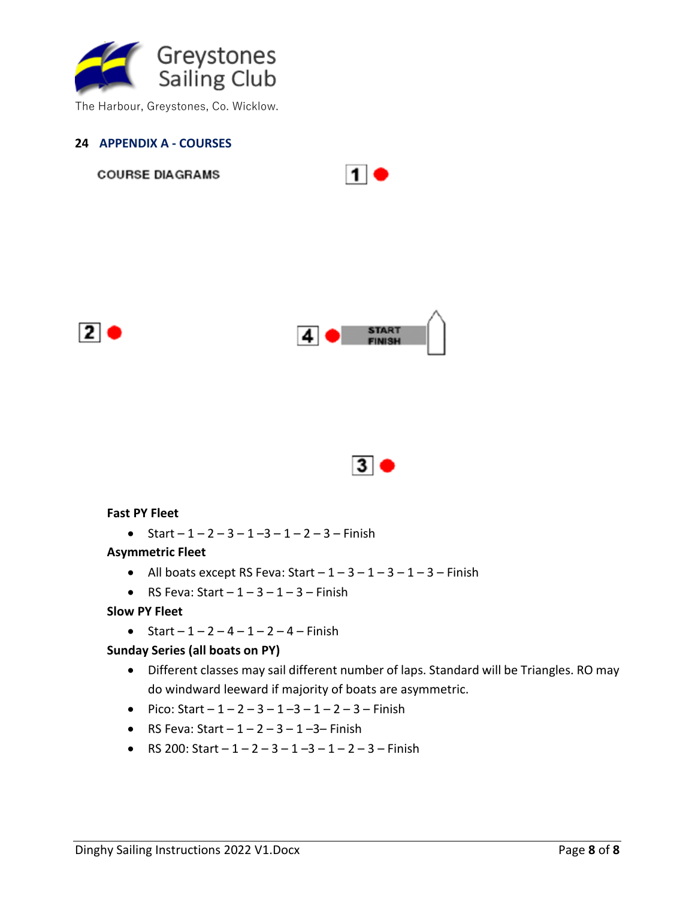Greystones Sailing Club

The Harbour, Greystones, Co. Wicklow.

## 24 APPENDIX A - COURSES

COURSE DIAGRAMS

1

2

4

START
FINISH

3

**Fast PY Fleet**

- Start – 1 – 2 – 3 – 1 –3 – 1 – 2 – 3 – Finish

**Asymmetric Fleet**

- All boats except RS Feva: Start – 1 – 3 – 1 – 3 – 1 – 3 – Finish
- RS Feva: Start – 1 – 3 – 1 – 3 – Finish

**Slow PY Fleet**

- Start – 1 – 2 – 4 – 1 – 2 – 4 – Finish

**Sunday Series (all boats on PY)**

- Different classes may sail different number of laps. Standard will be Triangles. RO may do windward leeward if majority of boats are asymmetric.
- Pico: Start – 1 – 2 – 3 – 1 –3 – 1 – 2 – 3 – Finish
- RS Feva: Start – 1 – 2 – 3 – 1 –3– Finish
- RS 200: Start – 1 – 2 – 3 – 1 –3 – 1 – 2 – 3 – Finish